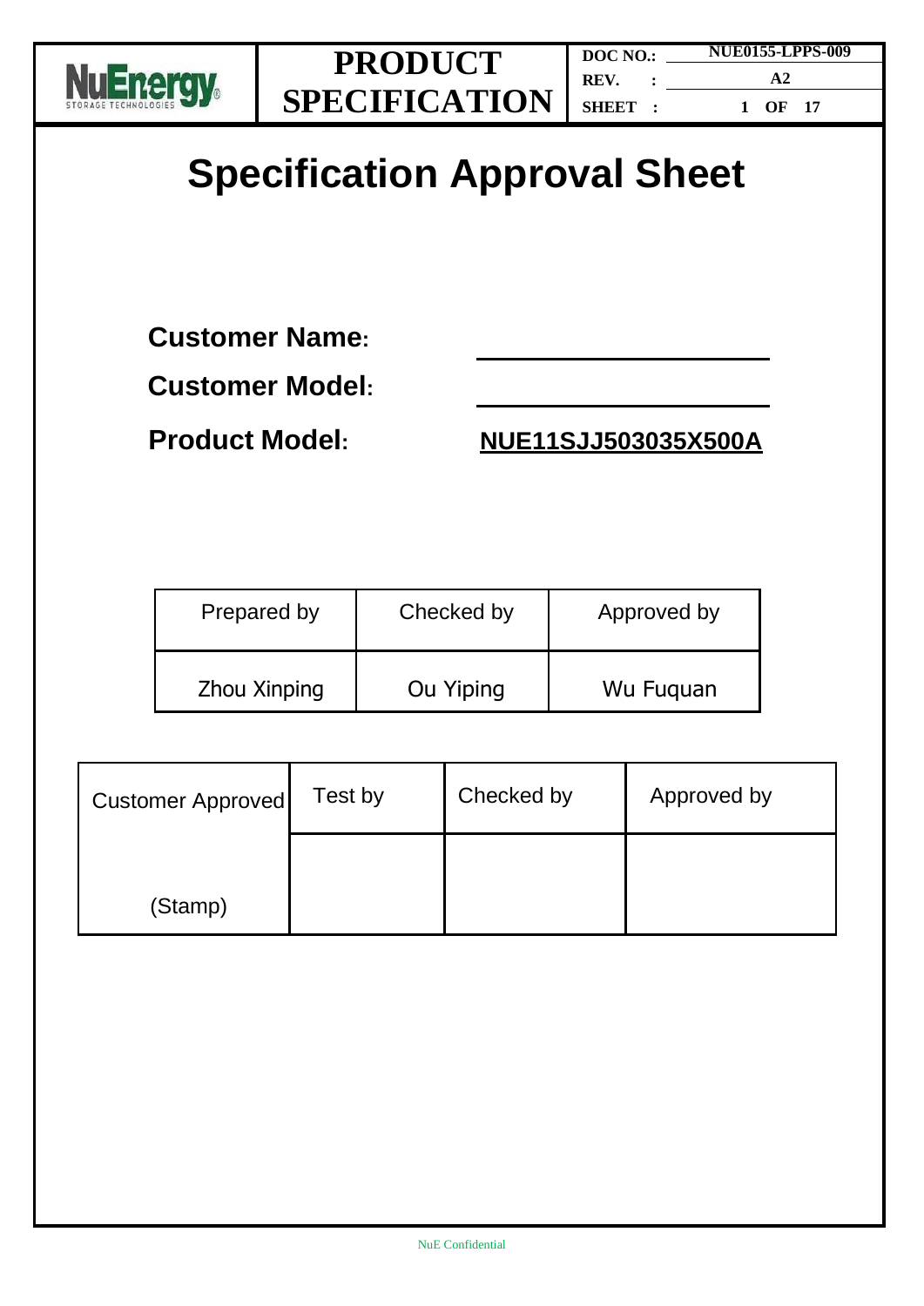# Specification Approval Sheet

**Customer Name:** ______________________

**Customer Model:** ______________________

**Product Model:** **NUE11SJJ503035X500A**

| Prepared by | Checked by | Approved by |
| --- | --- | --- |
| Zhou Xinping | Ou Yiping | Wu Fuquan |

| Customer Approved | Test by | Checked by | Approved by |
| --- | --- | --- | --- |
| (Stamp) | | | |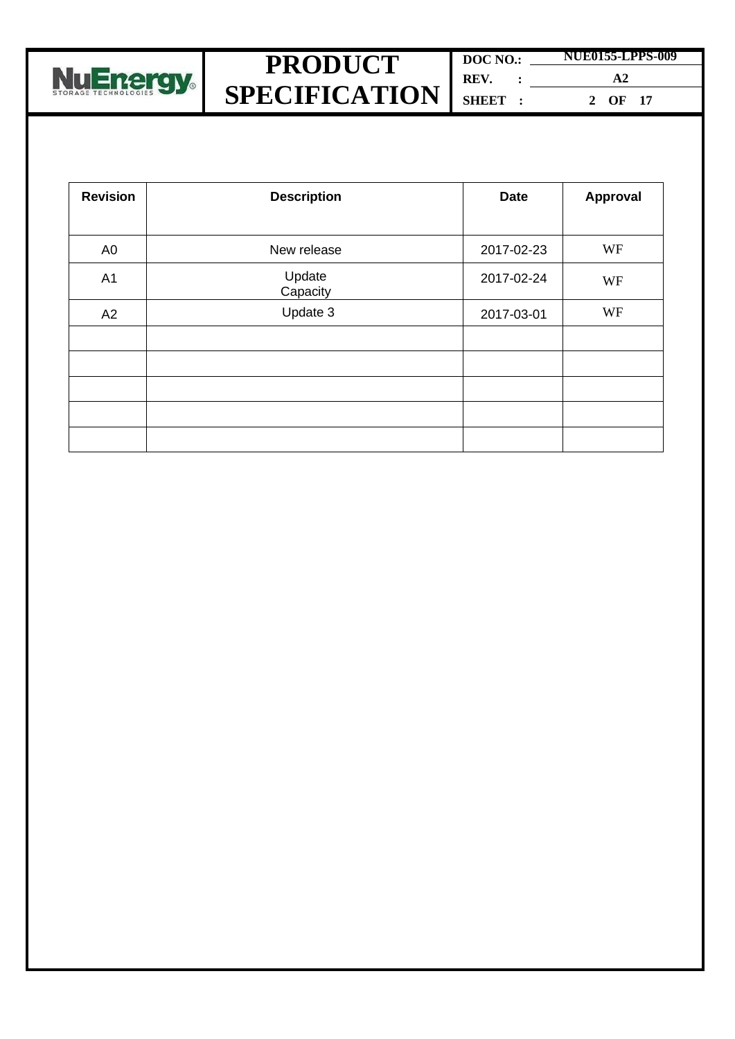| Revision | Description | Date | Approval |
|---|---|---|---|
| A0 | New release | 2017-02-23 | WF |
| A1 | Update Capacity | 2017-02-24 | WF |
| A2 | Update 3 | 2017-03-01 | WF |
| | | | |
| | | | |
| | | | |
| | | | |
| | | | |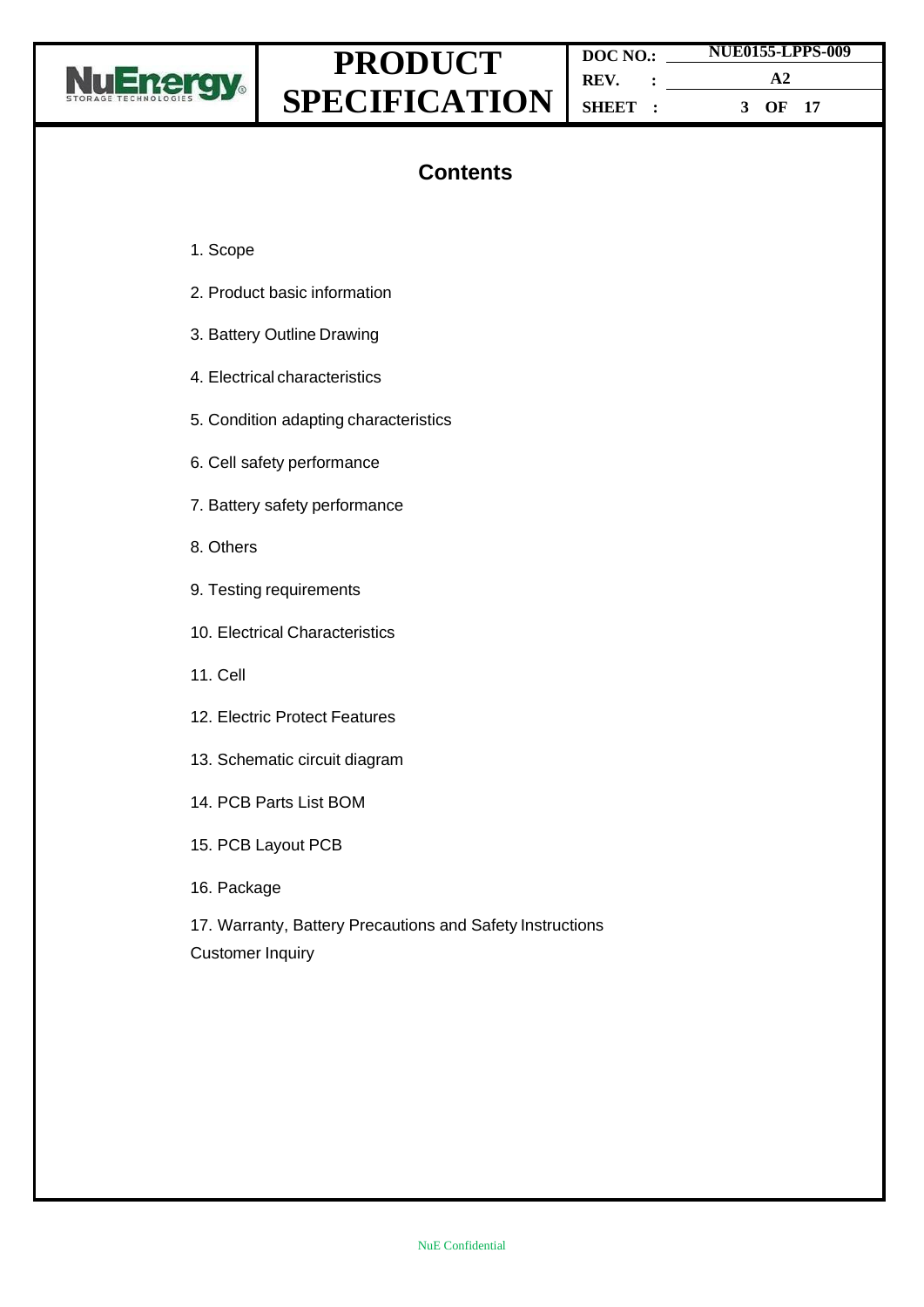# Contents

1. Scope

2. Product basic information

3. Battery Outline Drawing

4. Electrical characteristics

5. Condition adapting characteristics

6. Cell safety performance

7. Battery safety performance

8. Others

9. Testing requirements

10. Electrical Characteristics

11. Cell

12. Electric Protect Features

13. Schematic circuit diagram

14. PCB Parts List BOM

15. PCB Layout PCB

16. Package

17. Warranty, Battery Precautions and Safety Instructions

Customer Inquiry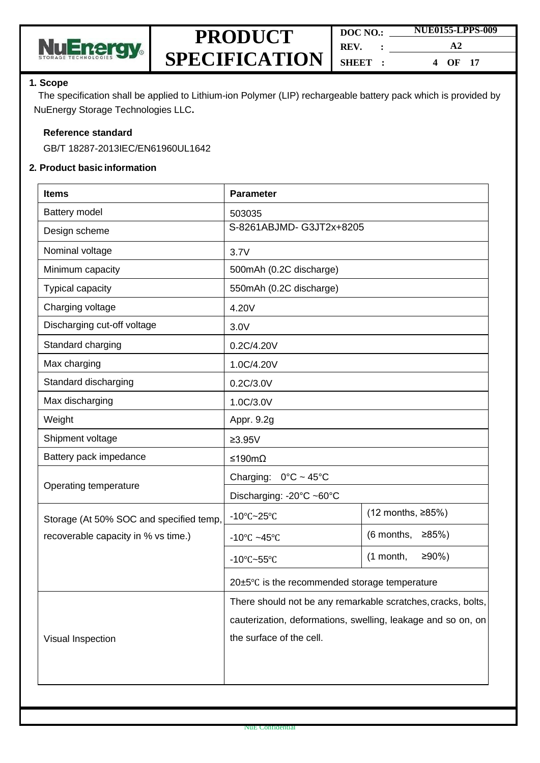## 1. Scope

The specification shall be applied to Lithium-ion Polymer (LIP) rechargeable battery pack which is provided by NuEnergy Storage Technologies LLC**.**

**Reference standard**

GB/T 18287-2013IEC/EN61960UL1642

## 2. Product basic information

| Items | Parameter | |
|---|---|---|
| Battery model | 503035 | |
| Design scheme | S-8261ABJMD- G3JT2x+8205 | |
| Nominal voltage | 3.7V | |
| Minimum capacity | 500mAh (0.2C discharge) | |
| Typical capacity | 550mAh (0.2C discharge) | |
| Charging voltage | 4.20V | |
| Discharging cut-off voltage | 3.0V | |
| Standard charging | 0.2C/4.20V | |
| Max charging | 1.0C/4.20V | |
| Standard discharging | 0.2C/3.0V | |
| Max discharging | 1.0C/3.0V | |
| Weight | Appr. 9.2g | |
| Shipment voltage | ≥3.95V | |
| Battery pack impedance | ≤190mΩ | |
| Operating temperature | Charging: 0°C ~ 45°C | |
| | Discharging: -20°C ~60°C | |
| Storage (At 50% SOC and specified temp, recoverable capacity in % vs time.) | -10℃~25℃ | (12 months, ≥85%) |
| | -10℃ ~45℃ | (6 months, ≥85%) |
| | -10℃~55℃ | (1 month, ≥90%) |
| | 20±5℃ is the recommended storage temperature | |
| Visual Inspection | There should not be any remarkable scratches, cracks, bolts, cauterization, deformations, swelling, leakage and so on, on the surface of the cell. | |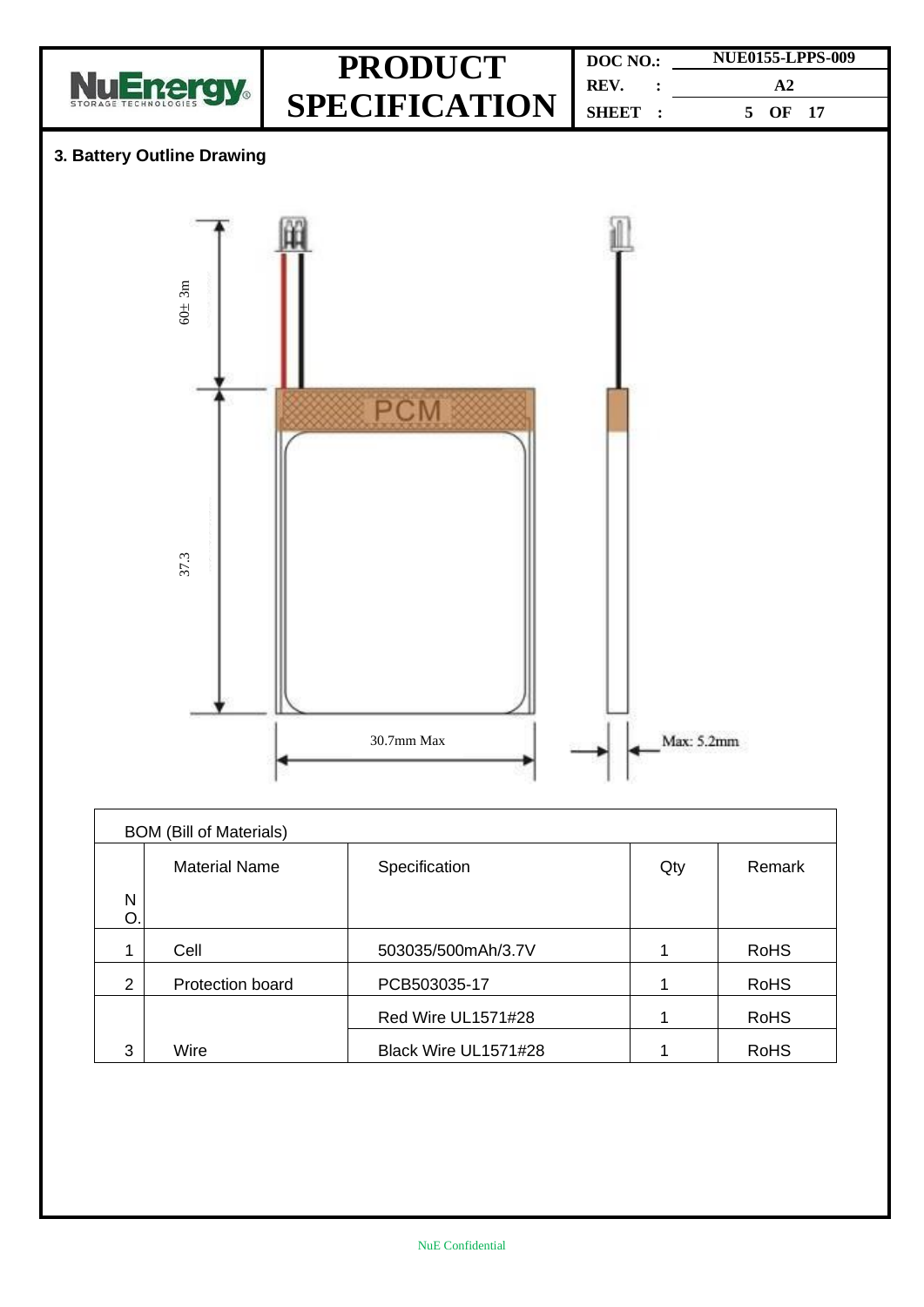## 3. Battery Outline Drawing

60± 3m

37.3

PCM

30.7mm Max

Max: 5.2mm

| BOM (Bill of Materials) | | | | |
|---|---|---|---|---|
| NO. | Material Name | Specification | Qty | Remark |
| 1 | Cell | 503035/500mAh/3.7V | 1 | RoHS |
| 2 | Protection board | PCB503035-17 | 1 | RoHS |
| 3 | Wire | Red Wire UL1571#28 | 1 | RoHS |
| | | Black Wire UL1571#28 | 1 | RoHS |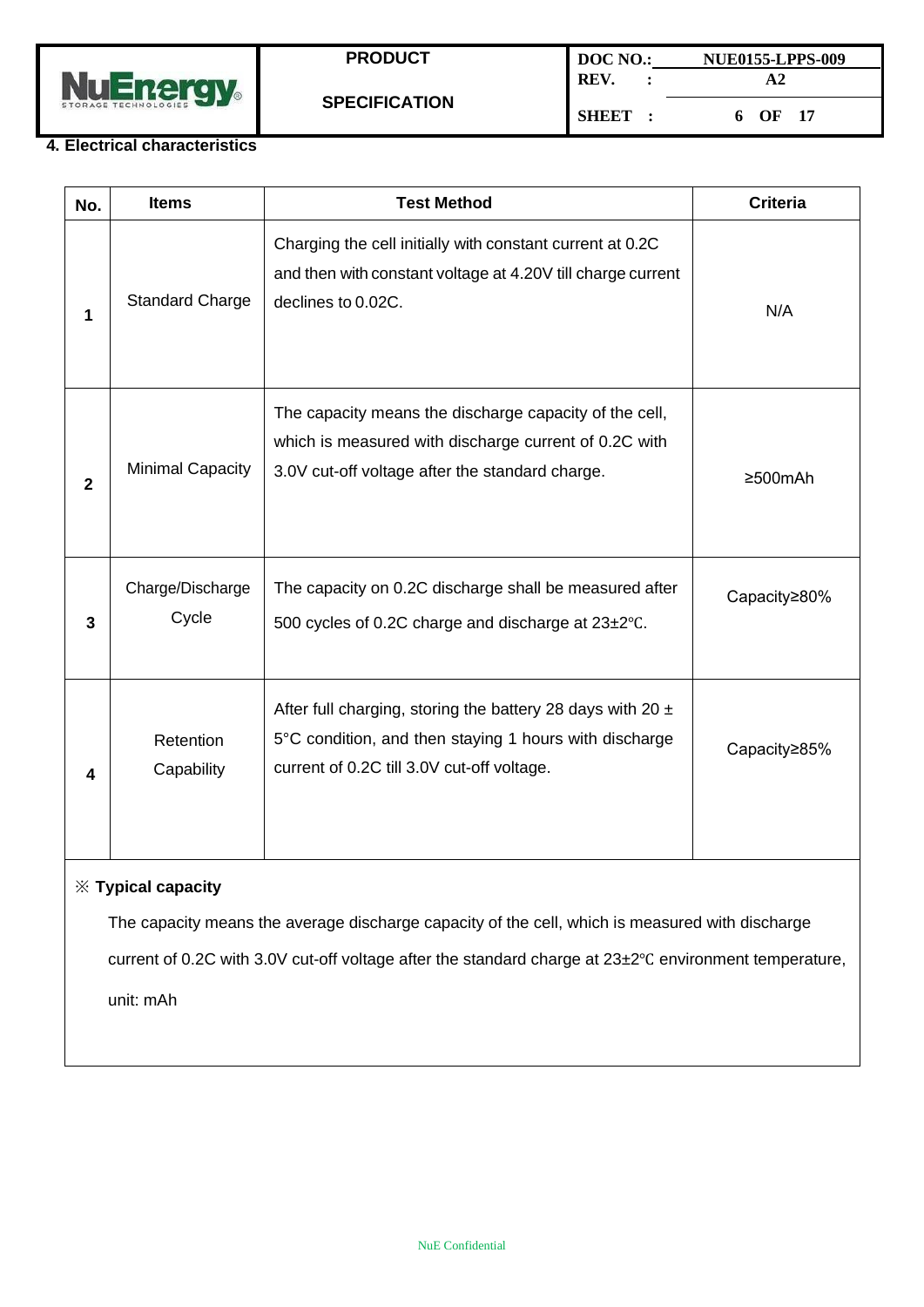## 4. Electrical characteristics

| No. | Items | Test Method | Criteria |
|---|---|---|---|
| 1 | Standard Charge | Charging the cell initially with constant current at 0.2C and then with constant voltage at 4.20V till charge current declines to 0.02C. | N/A |
| 2 | Minimal Capacity | The capacity means the discharge capacity of the cell, which is measured with discharge current of 0.2C with 3.0V cut-off voltage after the standard charge. | ≥500mAh |
| 3 | Charge/Discharge Cycle | The capacity on 0.2C discharge shall be measured after 500 cycles of 0.2C charge and discharge at 23±2℃. | Capacity≥80% |
| 4 | Retention Capability | After full charging, storing the battery 28 days with 20 ± 5°C condition, and then staying 1 hours with discharge current of 0.2C till 3.0V cut-off voltage. | Capacity≥85% |

※ **Typical capacity**

The capacity means the average discharge capacity of the cell, which is measured with discharge current of 0.2C with 3.0V cut-off voltage after the standard charge at 23±2℃ environment temperature, unit: mAh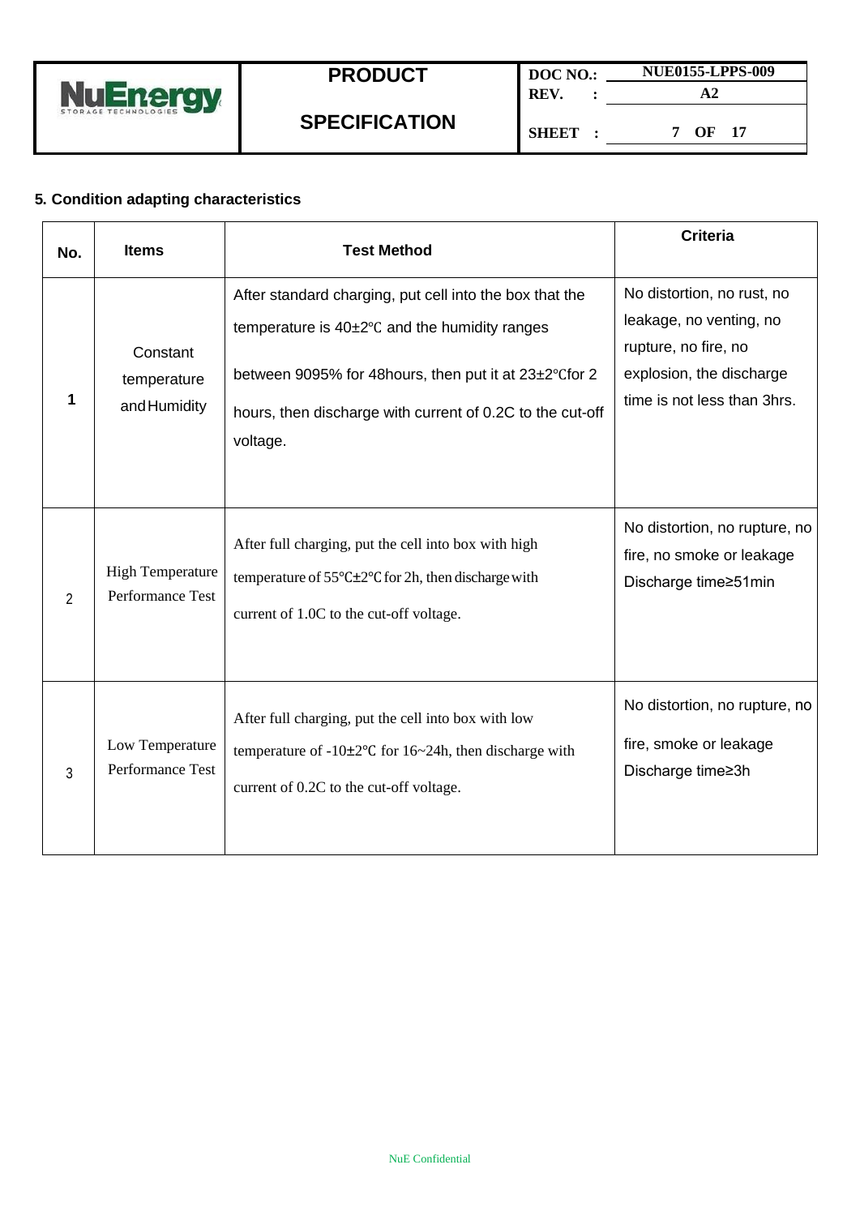## 5. Condition adapting characteristics

| No. | Items | Test Method | Criteria |
|---|---|---|---|
| 1 | Constant temperature and Humidity | After standard charging, put cell into the box that the temperature is 40±2℃ and the humidity ranges between 9095% for 48hours, then put it at 23±2℃for 2 hours, then discharge with current of 0.2C to the cut-off voltage. | No distortion, no rust, no leakage, no venting, no rupture, no fire, no explosion, the discharge time is not less than 3hrs. |
| 2 | High Temperature Performance Test | After full charging, put the cell into box with high temperature of 55℃±2℃ for 2h, then discharge with current of 1.0C to the cut-off voltage. | No distortion, no rupture, no fire, no smoke or leakage Discharge time≥51min |
| 3 | Low Temperature Performance Test | After full charging, put the cell into box with low temperature of -10±2℃ for 16~24h, then discharge with current of 0.2C to the cut-off voltage. | No distortion, no rupture, no fire, smoke or leakage Discharge time≥3h |

NuE Confidential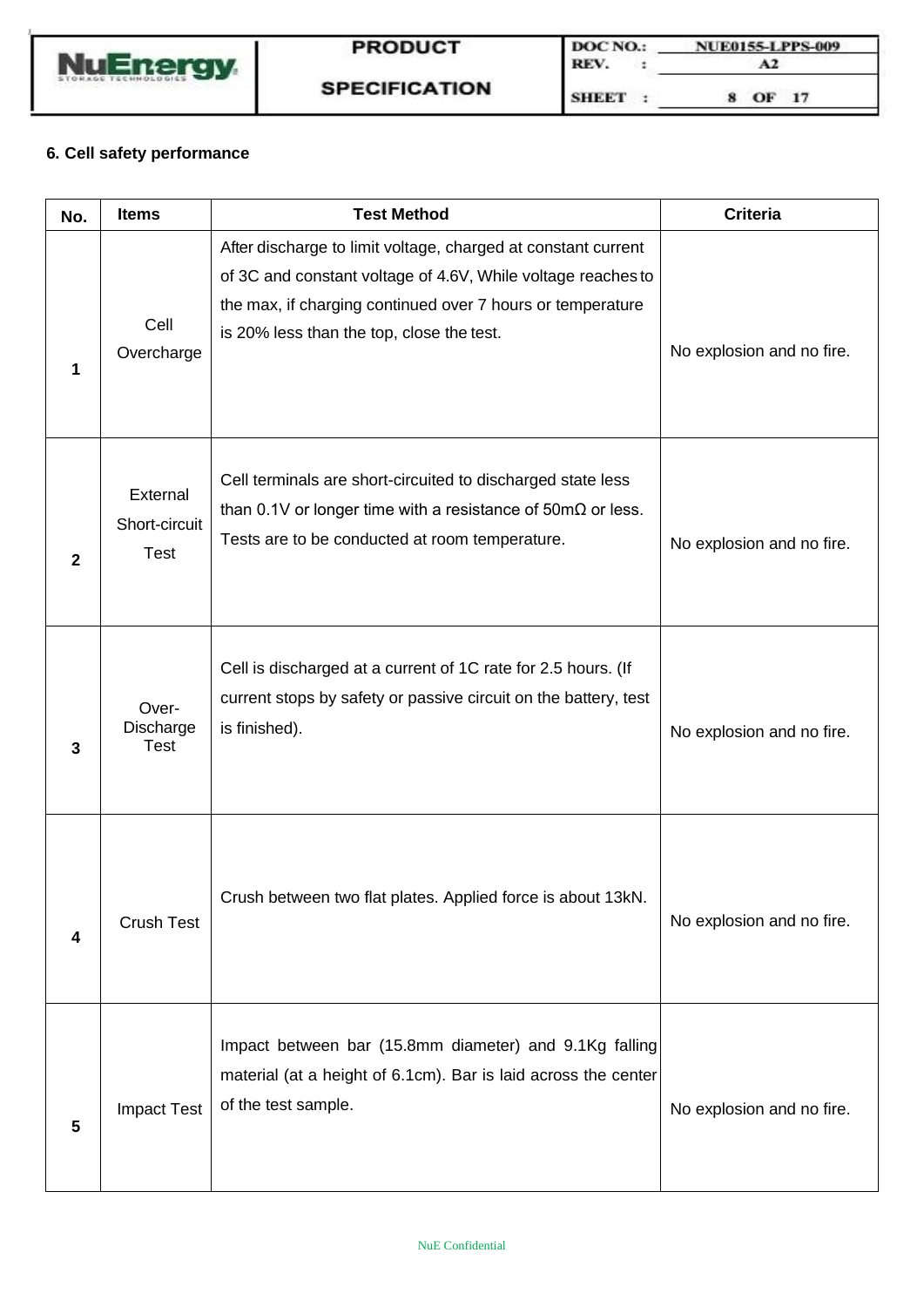### 6. Cell safety performance

| No. | Items | Test Method | Criteria |
|---|---|---|---|
| 1 | Cell Overcharge | After discharge to limit voltage, charged at constant current of 3C and constant voltage of 4.6V, While voltage reaches to the max, if charging continued over 7 hours or temperature is 20% less than the top, close the test. | No explosion and no fire. |
| 2 | External Short-circuit Test | Cell terminals are short-circuited to discharged state less than 0.1V or longer time with a resistance of 50mΩ or less. Tests are to be conducted at room temperature. | No explosion and no fire. |
| 3 | Over-Discharge Test | Cell is discharged at a current of 1C rate for 2.5 hours. (If current stops by safety or passive circuit on the battery, test is finished). | No explosion and no fire. |
| 4 | Crush Test | Crush between two flat plates. Applied force is about 13kN. | No explosion and no fire. |
| 5 | Impact Test | Impact between bar (15.8mm diameter) and 9.1Kg falling material (at a height of 6.1cm). Bar is laid across the center of the test sample. | No explosion and no fire. |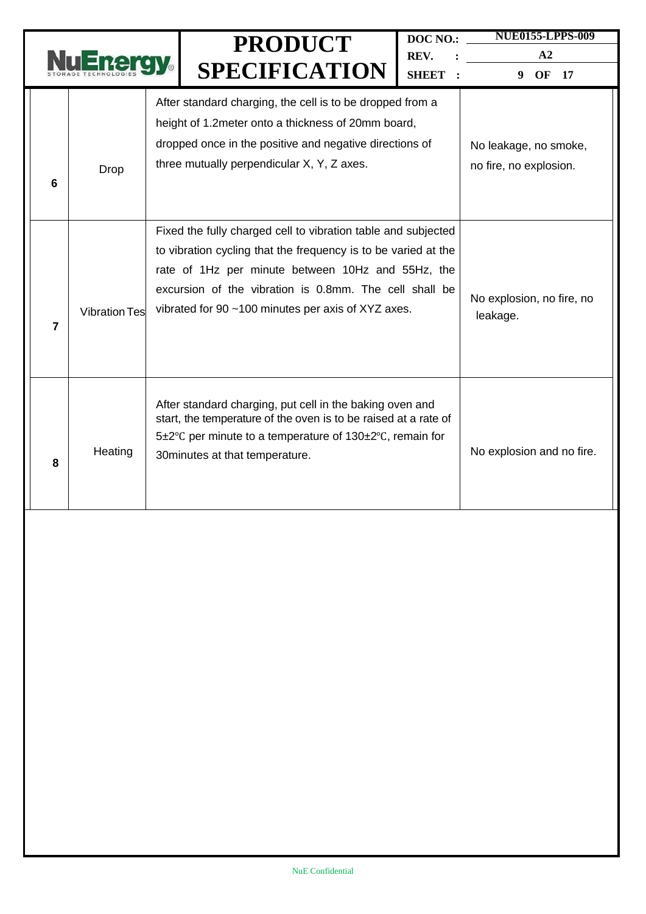| | | | |
|---|---|---|---|
| 6 | Drop | After standard charging, the cell is to be dropped from a height of 1.2meter onto a thickness of 20mm board, dropped once in the positive and negative directions of three mutually perpendicular X, Y, Z axes. | No leakage, no smoke, no fire, no explosion. |
| 7 | Vibration Tes | Fixed the fully charged cell to vibration table and subjected to vibration cycling that the frequency is to be varied at the rate of 1Hz per minute between 10Hz and 55Hz, the excursion of the vibration is 0.8mm. The cell shall be vibrated for 90 ~100 minutes per axis of XYZ axes. | No explosion, no fire, no leakage. |
| 8 | Heating | After standard charging, put cell in the baking oven and start, the temperature of the oven is to be raised at a rate of 5±2℃ per minute to a temperature of 130±2℃, remain for 30minutes at that temperature. | No explosion and no fire. |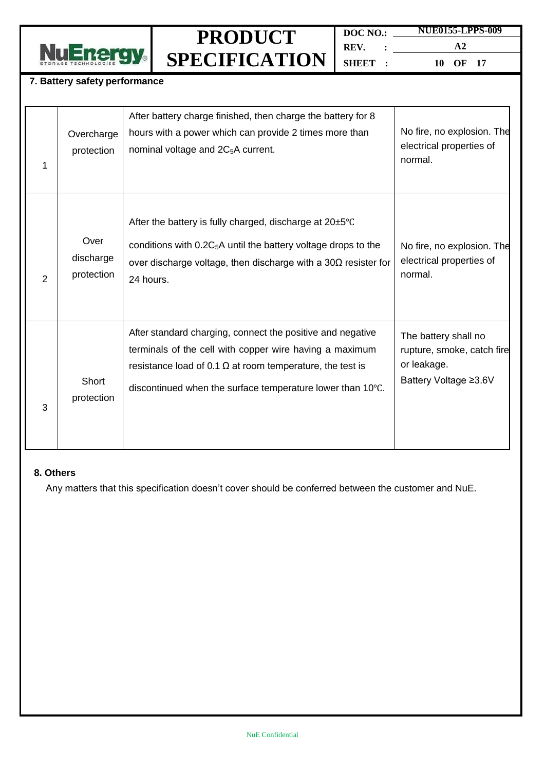## 7. Battery safety performance

| | | | |
|---|---|---|---|
| 1 | Overcharge protection | After battery charge finished, then charge the battery for 8 hours with a power which can provide 2 times more than nominal voltage and $2C_5$A current. | No fire, no explosion. The electrical properties of normal. |
| 2 | Over discharge protection | After the battery is fully charged, discharge at 20±5℃ conditions with $0.2C_5$A until the battery voltage drops to the over discharge voltage, then discharge with a 30Ω resister for 24 hours. | No fire, no explosion. The electrical properties of normal. |
| 3 | Short protection | After standard charging, connect the positive and negative terminals of the cell with copper wire having a maximum resistance load of 0.1 Ω at room temperature, the test is discontinued when the surface temperature lower than 10℃. | The battery shall no rupture, smoke, catch fire or leakage. Battery Voltage ≥3.6V |

## 8. Others

Any matters that this specification doesn't cover should be conferred between the customer and NuE.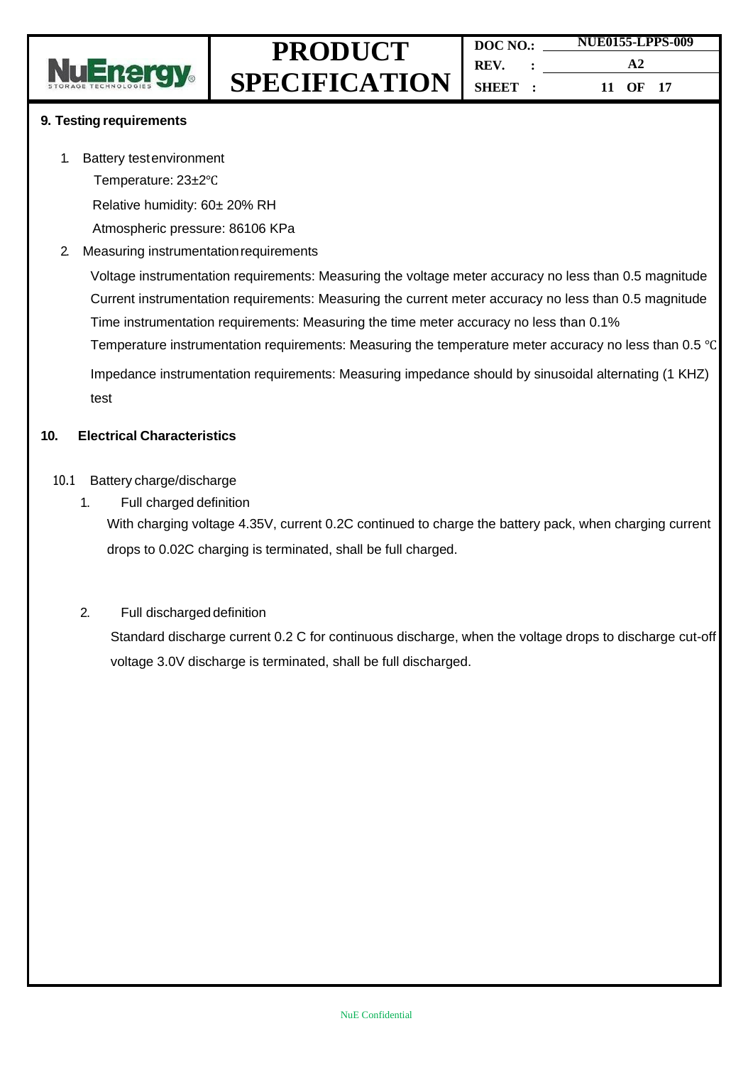## 9. Testing requirements

1. Battery test environment

   Temperature: 23±2℃

   Relative humidity: 60± 20% RH

   Atmospheric pressure: 86106 KPa

2. Measuring instrumentation requirements

   Voltage instrumentation requirements: Measuring the voltage meter accuracy no less than 0.5 magnitude

   Current instrumentation requirements: Measuring the current meter accuracy no less than 0.5 magnitude

   Time instrumentation requirements: Measuring the time meter accuracy no less than 0.1%

   Temperature instrumentation requirements: Measuring the temperature meter accuracy no less than 0.5 ℃

   Impedance instrumentation requirements: Measuring impedance should by sinusoidal alternating (1 KHZ) test

## 10. Electrical Characteristics

### 10.1 Battery charge/discharge

1. Full charged definition

   With charging voltage 4.35V, current 0.2C continued to charge the battery pack, when charging current drops to 0.02C charging is terminated, shall be full charged.

2. Full discharged definition

   Standard discharge current 0.2 C for continuous discharge, when the voltage drops to discharge cut-off voltage 3.0V discharge is terminated, shall be full discharged.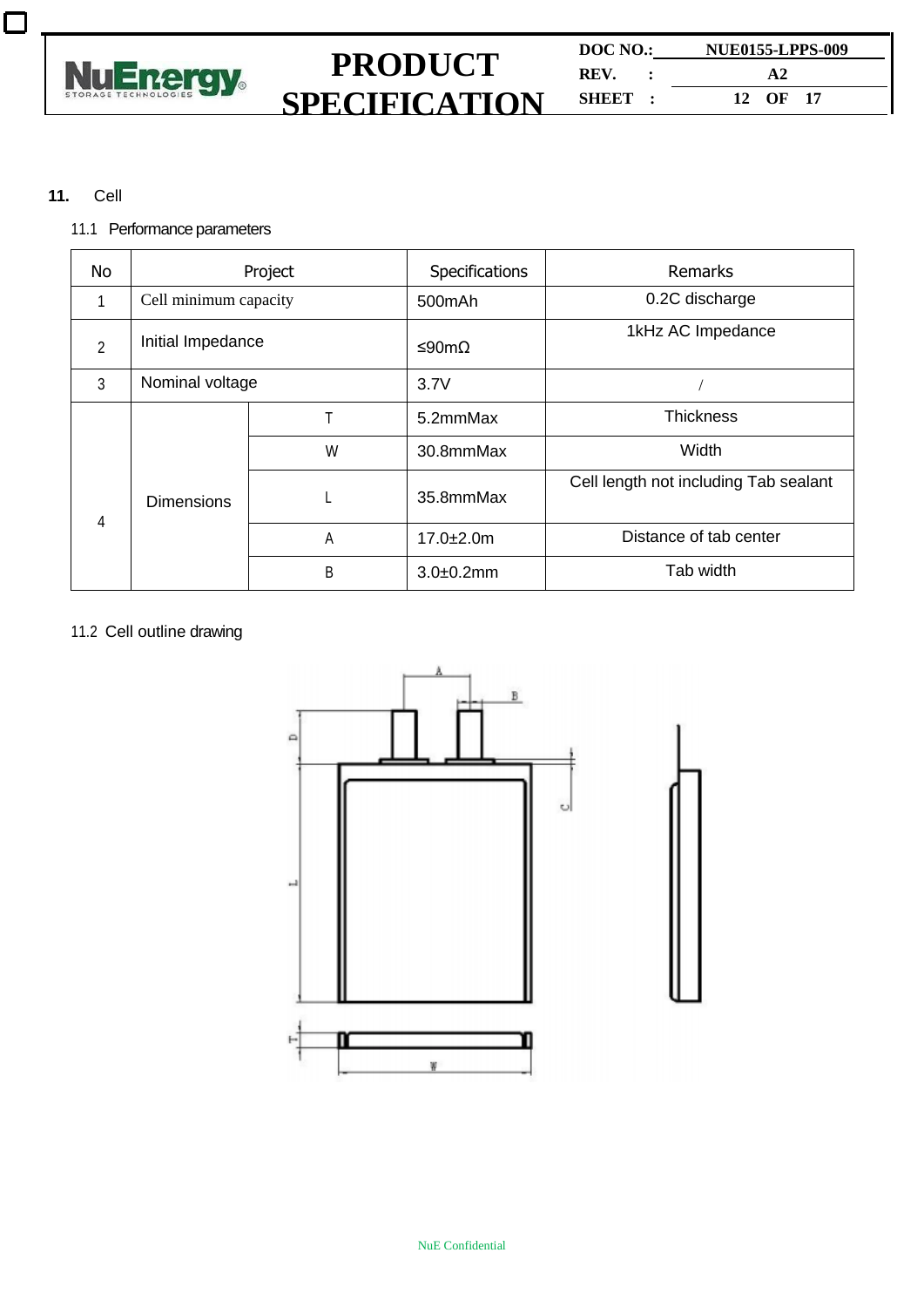## 11. Cell

### 11.1 Performance parameters

| No | Project | | Specifications | Remarks |
|---|---|---|---|---|
| 1 | Cell minimum capacity | | 500mAh | 0.2C discharge |
| 2 | Initial Impedance | | ≤90mΩ | 1kHz AC Impedance |
| 3 | Nominal voltage | | 3.7V | / |
| 4 | Dimensions | T | 5.2mmMax | Thickness |
| | | W | 30.8mmMax | Width |
| | | L | 35.8mmMax | Cell length not including Tab sealant |
| | | A | 17.0±2.0m | Distance of tab center |
| | | B | 3.0±0.2mm | Tab width |

### 11.2 Cell outline drawing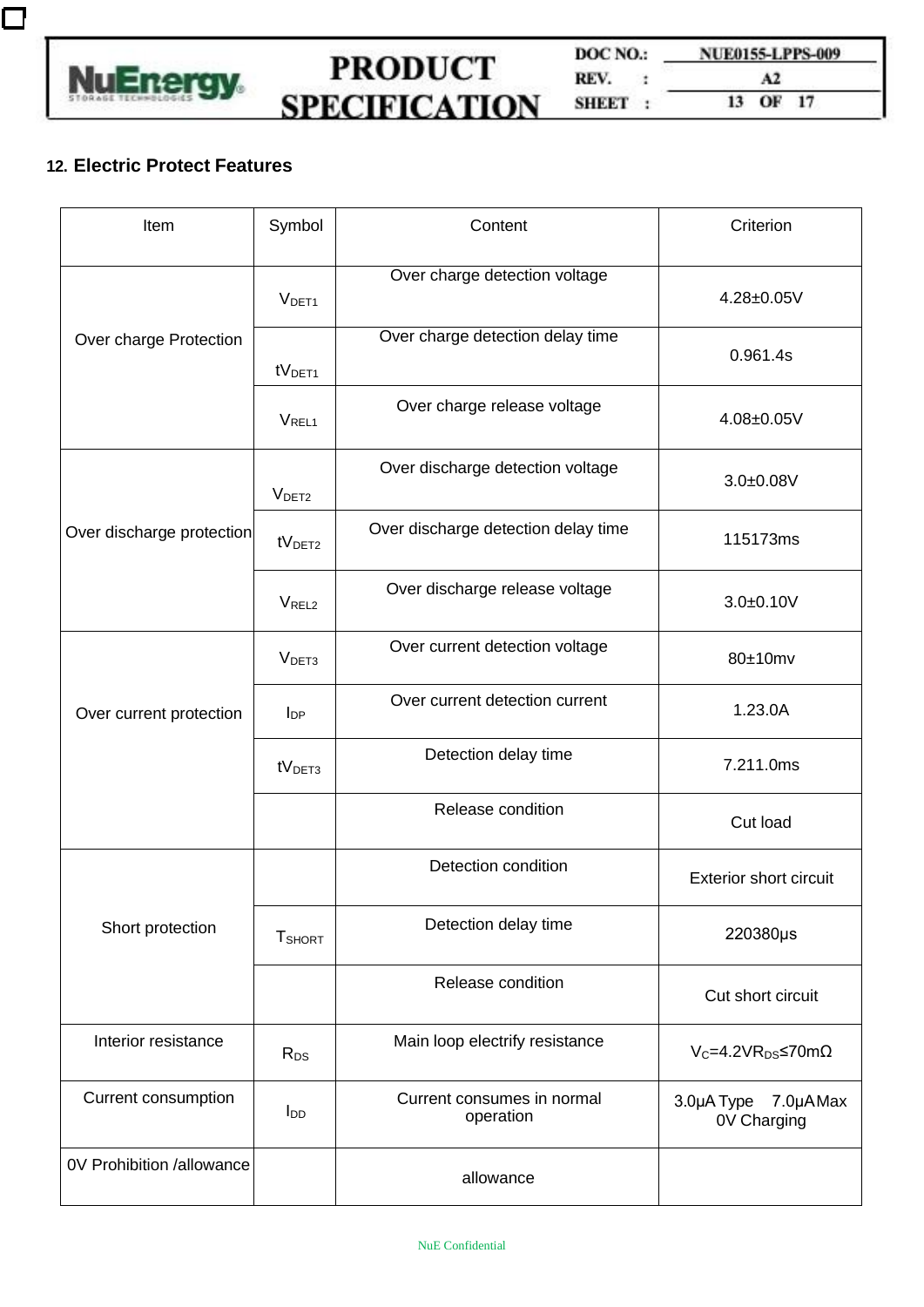## 12. Electric Protect Features

| Item | Symbol | Content | Criterion |
|---|---|---|---|
| Over charge Protection | $V_{DET1}$ | Over charge detection voltage | 4.28±0.05V |
| | $tV_{DET1}$ | Over charge detection delay time | 0.961.4s |
| | $V_{REL1}$ | Over charge release voltage | 4.08±0.05V |
| Over discharge protection | $V_{DET2}$ | Over discharge detection voltage | 3.0±0.08V |
| | $tV_{DET2}$ | Over discharge detection delay time | 115173ms |
| | $V_{REL2}$ | Over discharge release voltage | 3.0±0.10V |
| Over current protection | $V_{DET3}$ | Over current detection voltage | 80±10mv |
| | $I_{DP}$ | Over current detection current | 1.23.0A |
| | $tV_{DET3}$ | Detection delay time | 7.211.0ms |
| | | Release condition | Cut load |
| Short protection | | Detection condition | Exterior short circuit |
| | $T_{SHORT}$ | Detection delay time | 220380μs |
| | | Release condition | Cut short circuit |
| Interior resistance | $R_{DS}$ | Main loop electrify resistance | $V_C$=4.2V$R_{DS}$≤70mΩ |
| Current consumption | $I_{DD}$ | Current consumes in normal operation | 3.0μA Type 7.0μA Max 0V Charging |
| 0V Prohibition /allowance | | allowance | |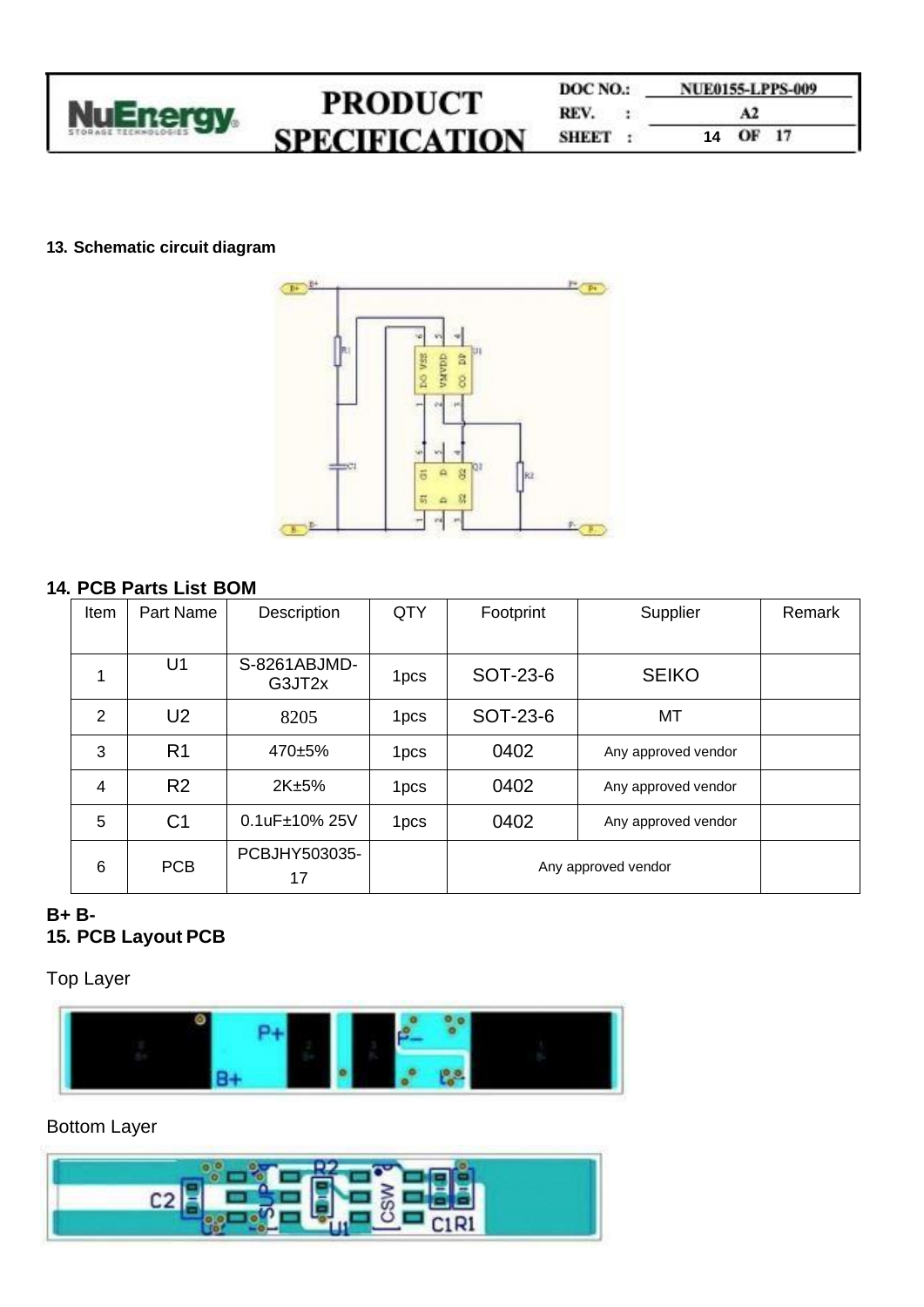**13. Schematic circuit diagram**

## 14. PCB Parts List BOM

| Item | Part Name | Description | QTY | Footprint | Supplier | Remark |
|---|---|---|---|---|---|---|
| 1 | U1 | S-8261ABJMD-G3JT2x | 1pcs | SOT-23-6 | SEIKO | |
| 2 | U2 | 8205 | 1pcs | SOT-23-6 | MT | |
| 3 | R1 | 470±5% | 1pcs | 0402 | Any approved vendor | |
| 4 | R2 | 2K±5% | 1pcs | 0402 | Any approved vendor | |
| 5 | C1 | 0.1uF±10% 25V | 1pcs | 0402 | Any approved vendor | |
| 6 | PCB | PCBJHY503035-17 | | Any approved vendor | | |

**B+ B-**

## 15. PCB Layout PCB

Top Layer

Bottom Layer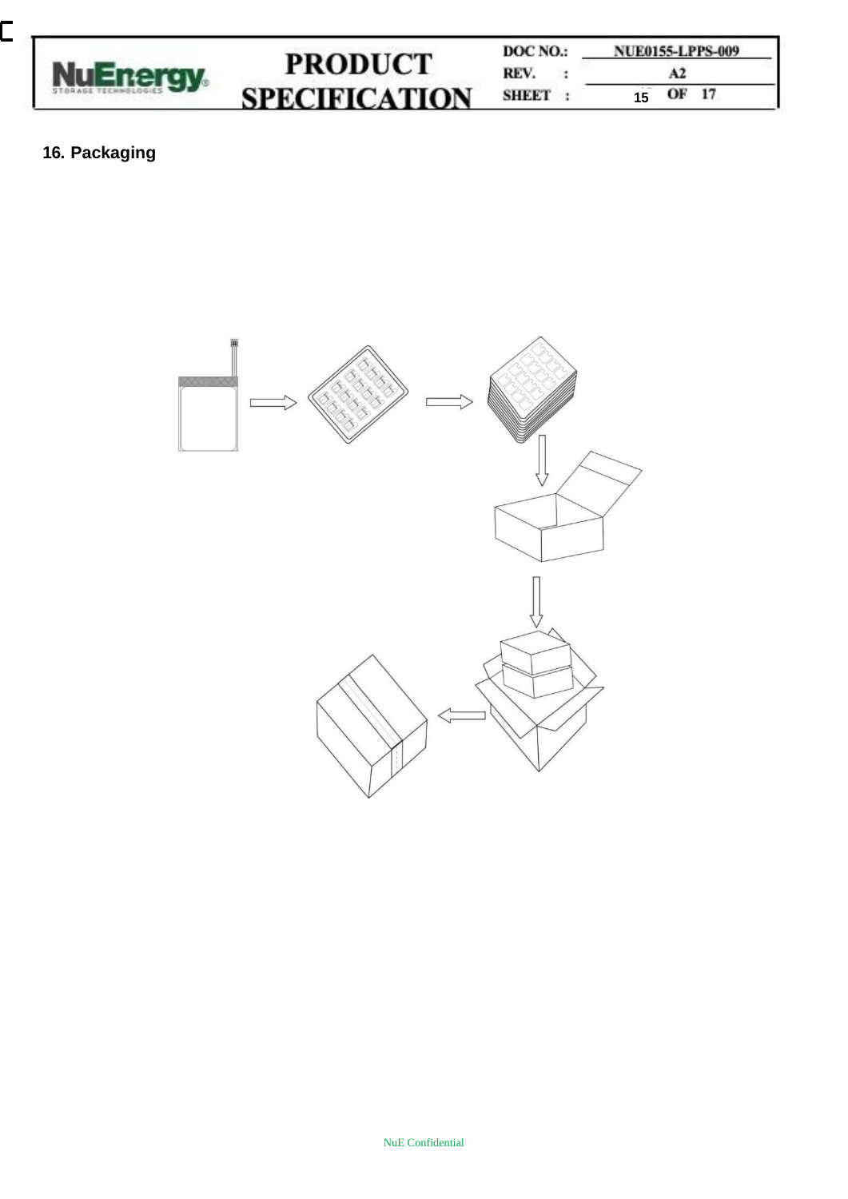## 16. Packaging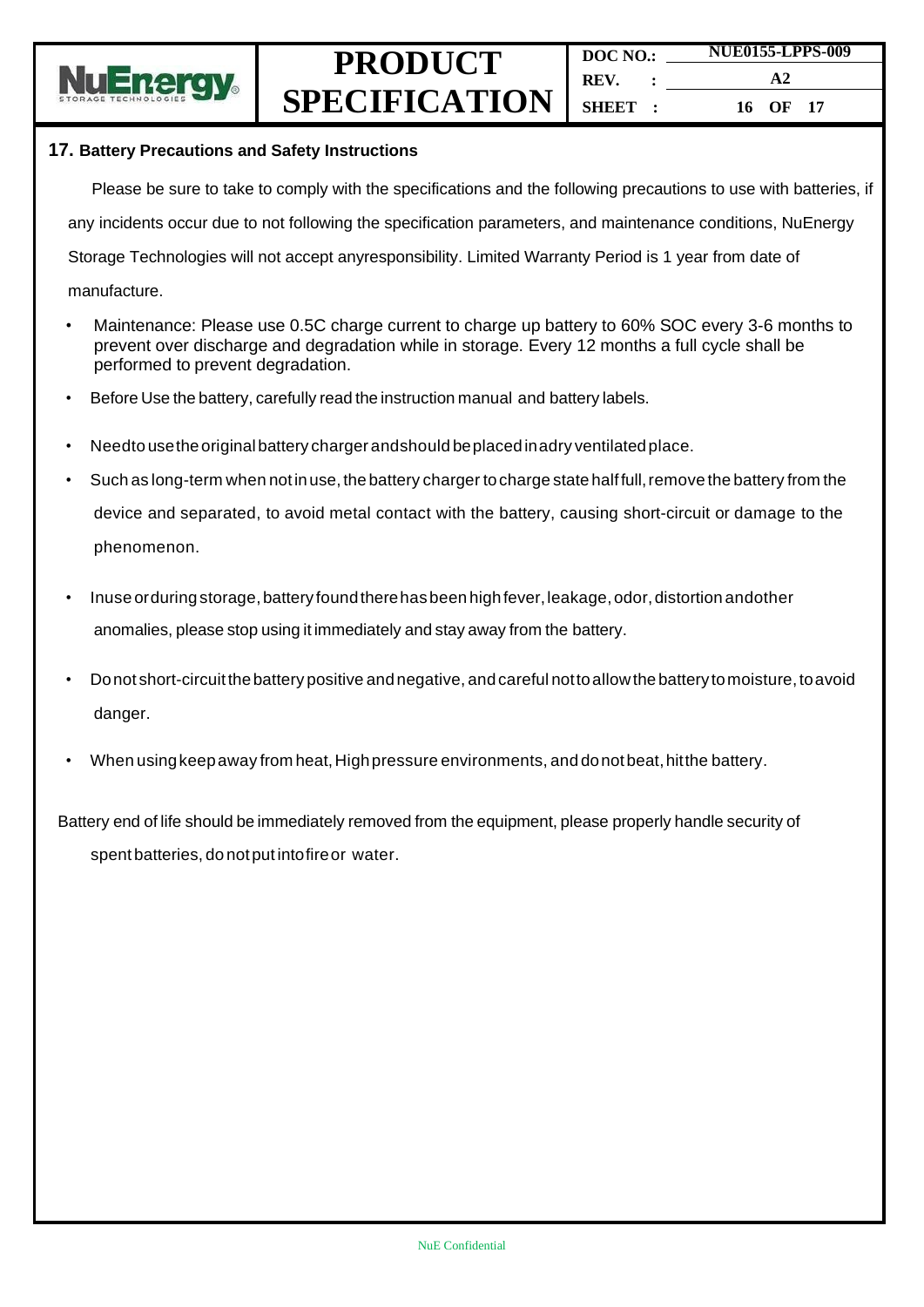## 17. Battery Precautions and Safety Instructions

Please be sure to take to comply with the specifications and the following precautions to use with batteries, if any incidents occur due to not following the specification parameters, and maintenance conditions, NuEnergy Storage Technologies will not accept anyresponsibility. Limited Warranty Period is 1 year from date of manufacture.

- Maintenance: Please use 0.5C charge current to charge up battery to 60% SOC every 3-6 months to prevent over discharge and degradation while in storage. Every 12 months a full cycle shall be performed to prevent degradation.
- Before Use the battery, carefully read the instruction manual and battery labels.
- Needto usethe original battery charger andshould be placed inadry ventilated place.
- Such as long-term when not in use, the battery charger to charge state half full, remove the battery from the device and separated, to avoid metal contact with the battery, causing short-circuit or damage to the phenomenon.
- Inuse orduring storage, battery found there has been high fever, leakage, odor, distortion andother anomalies, please stop using it immediately and stay away from the battery.
- Do not short-circuit the battery positive and negative, and careful not to allow the battery to moisture, to avoid danger.
- When using keep away from heat, High pressure environments, and do not beat, hitthe battery.

Battery end of life should be immediately removed from the equipment, please properly handle security of spent batteries, do not put intofire or water.

NuE Confidential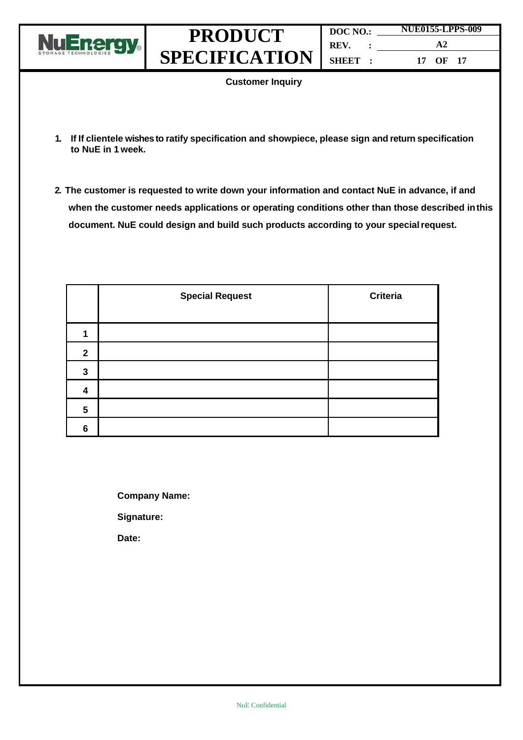**Customer Inquiry**

1. **If If clientele wishes to ratify specification and showpiece, please sign and return specification to NuE in 1 week.**

2. **The customer is requested to write down your information and contact NuE in advance, if and when the customer needs applications or operating conditions other than those described in this document. NuE could design and build such products according to your special request.**

| | Special Request | Criteria |
|---|---|---|
| 1 | | |
| 2 | | |
| 3 | | |
| 4 | | |
| 5 | | |
| 6 | | |

**Company Name:**

**Signature:**

**Date:**

NuE Confidential